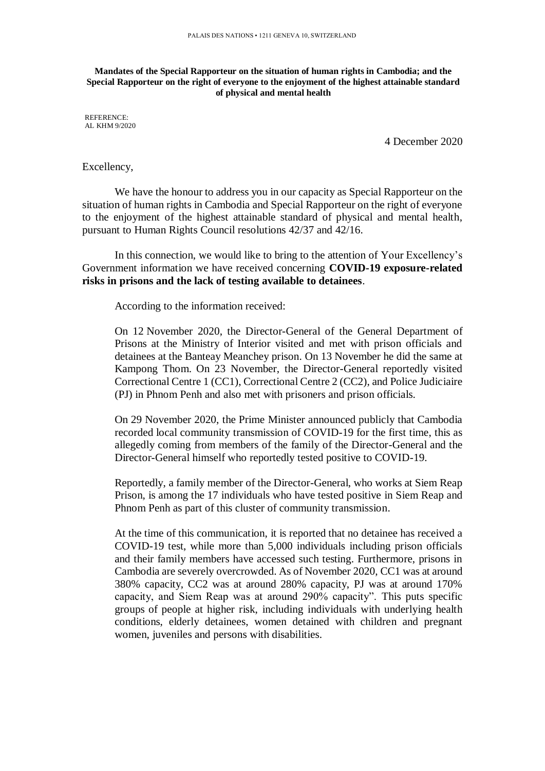PALAIS DES NATIONS • 1211 GENEVA 10, SWITZERLAND

**Mandates of the Special Rapporteur on the situation of human rights in Cambodia; and the Special Rapporteur on the right of everyone to the enjoyment of the highest attainable standard of physical and mental health**

REFERENCE:
AL KHM 9/2020

4 December 2020

Excellency,

We have the honour to address you in our capacity as Special Rapporteur on the situation of human rights in Cambodia and Special Rapporteur on the right of everyone to the enjoyment of the highest attainable standard of physical and mental health, pursuant to Human Rights Council resolutions 42/37 and 42/16.

In this connection, we would like to bring to the attention of Your Excellency's Government information we have received concerning **COVID-19 exposure-related risks in prisons and the lack of testing available to detainees**.

According to the information received:

> On 12 November 2020, the Director-General of the General Department of Prisons at the Ministry of Interior visited and met with prison officials and detainees at the Banteay Meanchey prison. On 13 November he did the same at Kampong Thom. On 23 November, the Director-General reportedly visited Correctional Centre 1 (CC1), Correctional Centre 2 (CC2), and Police Judiciaire (PJ) in Phnom Penh and also met with prisoners and prison officials.
>
> On 29 November 2020, the Prime Minister announced publicly that Cambodia recorded local community transmission of COVID-19 for the first time, this as allegedly coming from members of the family of the Director-General and the Director-General himself who reportedly tested positive to COVID-19.
>
> Reportedly, a family member of the Director-General, who works at Siem Reap Prison, is among the 17 individuals who have tested positive in Siem Reap and Phnom Penh as part of this cluster of community transmission.
>
> At the time of this communication, it is reported that no detainee has received a COVID-19 test, while more than 5,000 individuals including prison officials and their family members have accessed such testing. Furthermore, prisons in Cambodia are severely overcrowded. As of November 2020, CC1 was at around 380% capacity, CC2 was at around 280% capacity, PJ was at around 170% capacity, and Siem Reap was at around 290% capacity". This puts specific groups of people at higher risk, including individuals with underlying health conditions, elderly detainees, women detained with children and pregnant women, juveniles and persons with disabilities.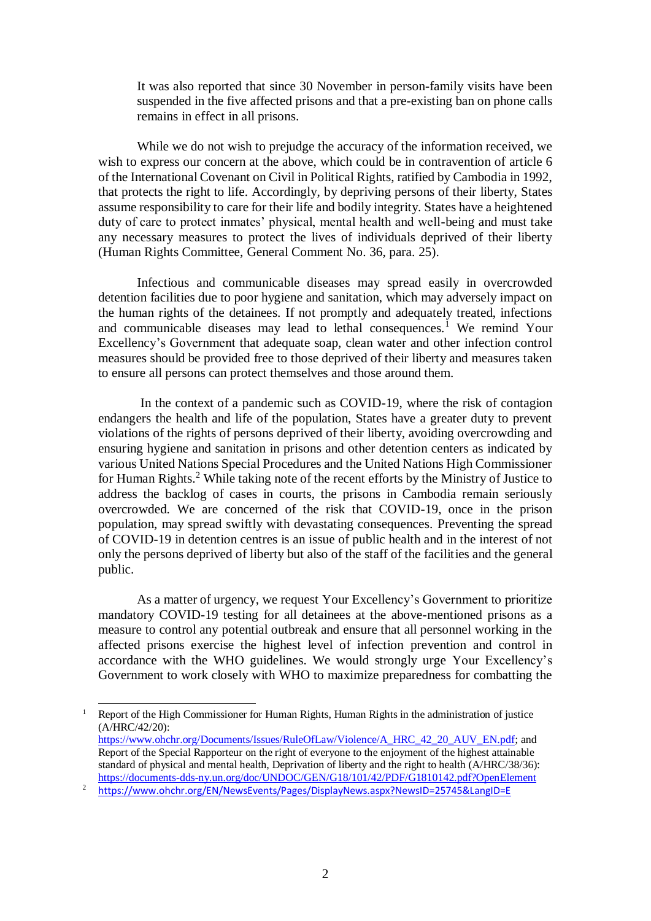It was also reported that since 30 November in person-family visits have been suspended in the five affected prisons and that a pre-existing ban on phone calls remains in effect in all prisons.

While we do not wish to prejudge the accuracy of the information received, we wish to express our concern at the above, which could be in contravention of article 6 of the International Covenant on Civil in Political Rights, ratified by Cambodia in 1992, that protects the right to life. Accordingly, by depriving persons of their liberty, States assume responsibility to care for their life and bodily integrity. States have a heightened duty of care to protect inmates' physical, mental health and well-being and must take any necessary measures to protect the lives of individuals deprived of their liberty (Human Rights Committee, General Comment No. 36, para. 25).

Infectious and communicable diseases may spread easily in overcrowded detention facilities due to poor hygiene and sanitation, which may adversely impact on the human rights of the detainees. If not promptly and adequately treated, infections and communicable diseases may lead to lethal consequences.[1] We remind Your Excellency's Government that adequate soap, clean water and other infection control measures should be provided free to those deprived of their liberty and measures taken to ensure all persons can protect themselves and those around them.

In the context of a pandemic such as COVID-19, where the risk of contagion endangers the health and life of the population, States have a greater duty to prevent violations of the rights of persons deprived of their liberty, avoiding overcrowding and ensuring hygiene and sanitation in prisons and other detention centers as indicated by various United Nations Special Procedures and the United Nations High Commissioner for Human Rights.[2] While taking note of the recent efforts by the Ministry of Justice to address the backlog of cases in courts, the prisons in Cambodia remain seriously overcrowded. We are concerned of the risk that COVID-19, once in the prison population, may spread swiftly with devastating consequences. Preventing the spread of COVID-19 in detention centres is an issue of public health and in the interest of not only the persons deprived of liberty but also of the staff of the facilities and the general public.

As a matter of urgency, we request Your Excellency's Government to prioritize mandatory COVID-19 testing for all detainees at the above-mentioned prisons as a measure to control any potential outbreak and ensure that all personnel working in the affected prisons exercise the highest level of infection prevention and control in accordance with the WHO guidelines. We would strongly urge Your Excellency's Government to work closely with WHO to maximize preparedness for combatting the

---

[1] Report of the High Commissioner for Human Rights, Human Rights in the administration of justice (A/HRC/42/20): https://www.ohchr.org/Documents/Issues/RuleOfLaw/Violence/A_HRC_42_20_AUV_EN.pdf; and Report of the Special Rapporteur on the right of everyone to the enjoyment of the highest attainable standard of physical and mental health, Deprivation of liberty and the right to health (A/HRC/38/36): https://documents-dds-ny.un.org/doc/UNDOC/GEN/G18/101/42/PDF/G1810142.pdf?OpenElement

[2] https://www.ohchr.org/EN/NewsEvents/Pages/DisplayNews.aspx?NewsID=25745&LangID=E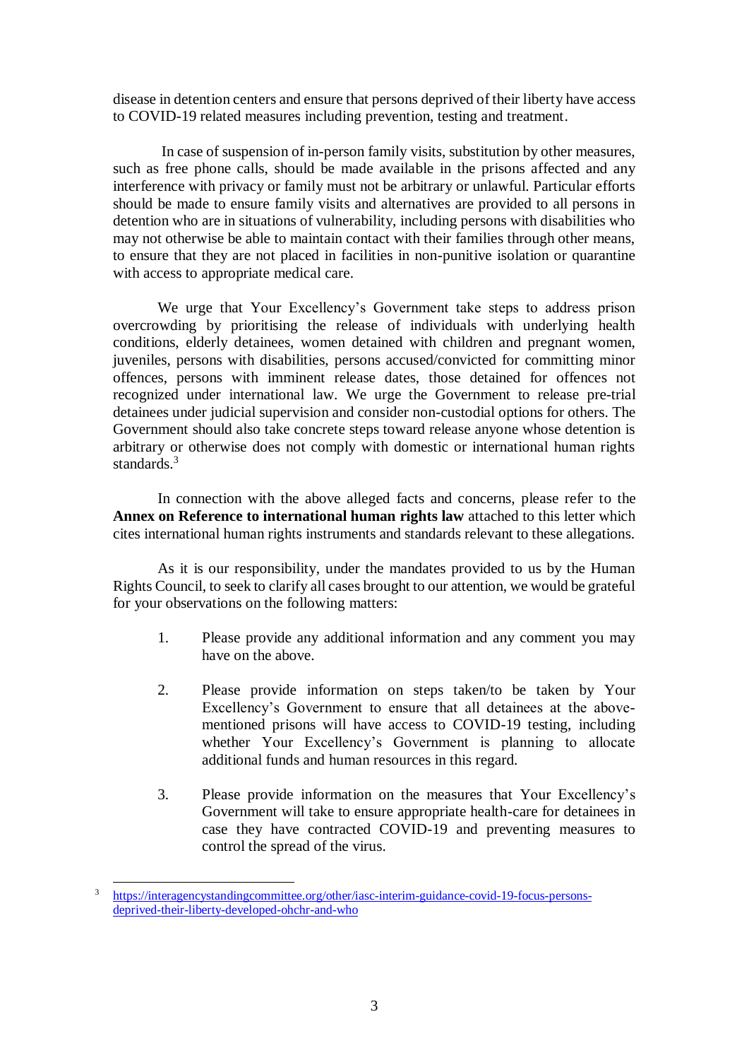disease in detention centers and ensure that persons deprived of their liberty have access to COVID-19 related measures including prevention, testing and treatment.

In case of suspension of in-person family visits, substitution by other measures, such as free phone calls, should be made available in the prisons affected and any interference with privacy or family must not be arbitrary or unlawful. Particular efforts should be made to ensure family visits and alternatives are provided to all persons in detention who are in situations of vulnerability, including persons with disabilities who may not otherwise be able to maintain contact with their families through other means, to ensure that they are not placed in facilities in non-punitive isolation or quarantine with access to appropriate medical care.

We urge that Your Excellency's Government take steps to address prison overcrowding by prioritising the release of individuals with underlying health conditions, elderly detainees, women detained with children and pregnant women, juveniles, persons with disabilities, persons accused/convicted for committing minor offences, persons with imminent release dates, those detained for offences not recognized under international law. We urge the Government to release pre-trial detainees under judicial supervision and consider non-custodial options for others. The Government should also take concrete steps toward release anyone whose detention is arbitrary or otherwise does not comply with domestic or international human rights standards.[3]

In connection with the above alleged facts and concerns, please refer to the **Annex on Reference to international human rights law** attached to this letter which cites international human rights instruments and standards relevant to these allegations.

As it is our responsibility, under the mandates provided to us by the Human Rights Council, to seek to clarify all cases brought to our attention, we would be grateful for your observations on the following matters:

1. Please provide any additional information and any comment you may have on the above.

2. Please provide information on steps taken/to be taken by Your Excellency's Government to ensure that all detainees at the above-mentioned prisons will have access to COVID-19 testing, including whether Your Excellency's Government is planning to allocate additional funds and human resources in this regard.

3. Please provide information on the measures that Your Excellency's Government will take to ensure appropriate health-care for detainees in case they have contracted COVID-19 and preventing measures to control the spread of the virus.

---

[3] https://interagencystandingcommittee.org/other/iasc-interim-guidance-covid-19-focus-persons-deprived-their-liberty-developed-ohchr-and-who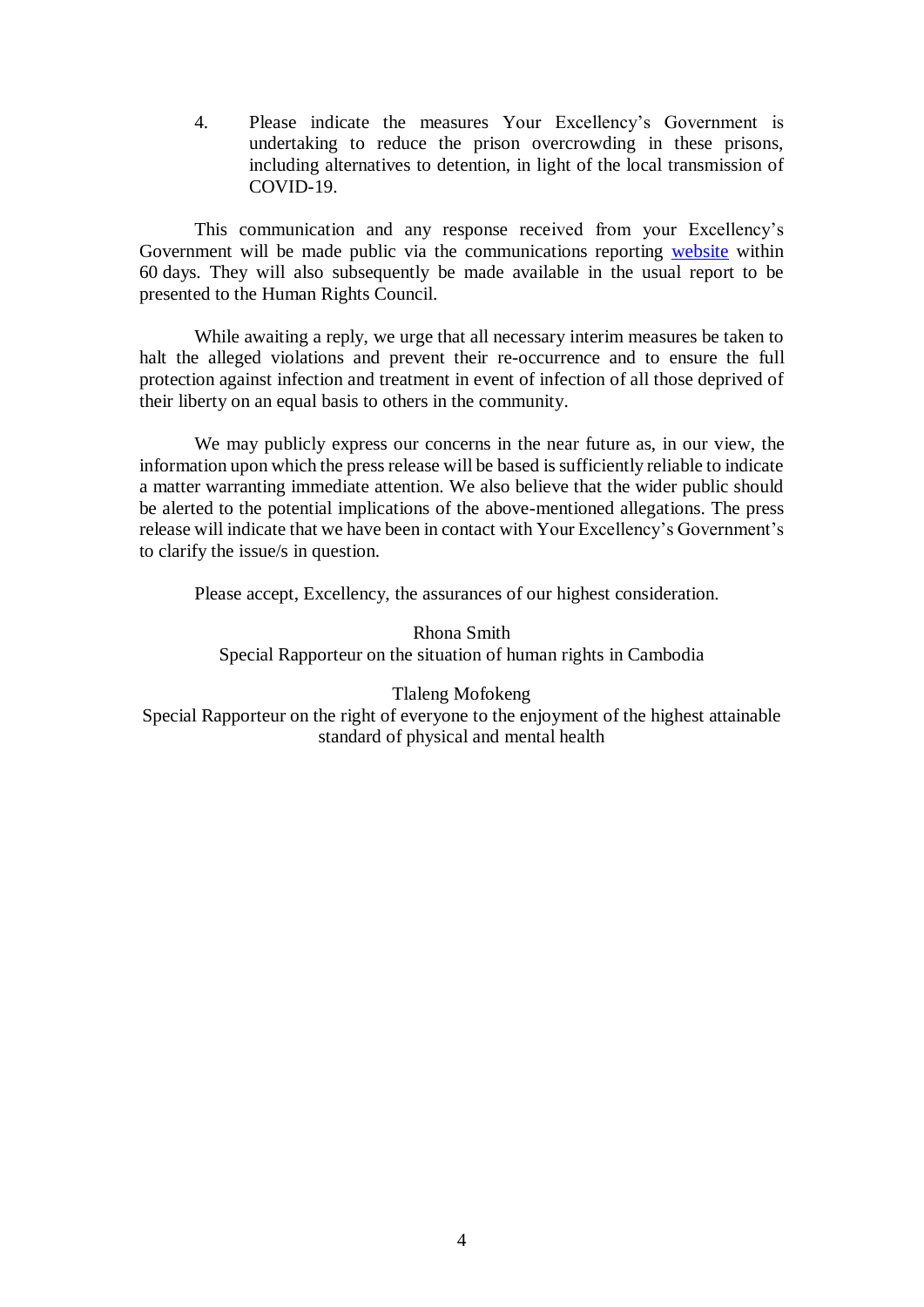4. Please indicate the measures Your Excellency's Government is undertaking to reduce the prison overcrowding in these prisons, including alternatives to detention, in light of the local transmission of COVID-19.

This communication and any response received from your Excellency's Government will be made public via the communications reporting [website](website) within 60 days. They will also subsequently be made available in the usual report to be presented to the Human Rights Council.

While awaiting a reply, we urge that all necessary interim measures be taken to halt the alleged violations and prevent their re-occurrence and to ensure the full protection against infection and treatment in event of infection of all those deprived of their liberty on an equal basis to others in the community.

We may publicly express our concerns in the near future as, in our view, the information upon which the press release will be based is sufficiently reliable to indicate a matter warranting immediate attention. We also believe that the wider public should be alerted to the potential implications of the above-mentioned allegations. The press release will indicate that we have been in contact with Your Excellency's Government's to clarify the issue/s in question.

Please accept, Excellency, the assurances of our highest consideration.

Rhona Smith
Special Rapporteur on the situation of human rights in Cambodia

Tlaleng Mofokeng
Special Rapporteur on the right of everyone to the enjoyment of the highest attainable standard of physical and mental health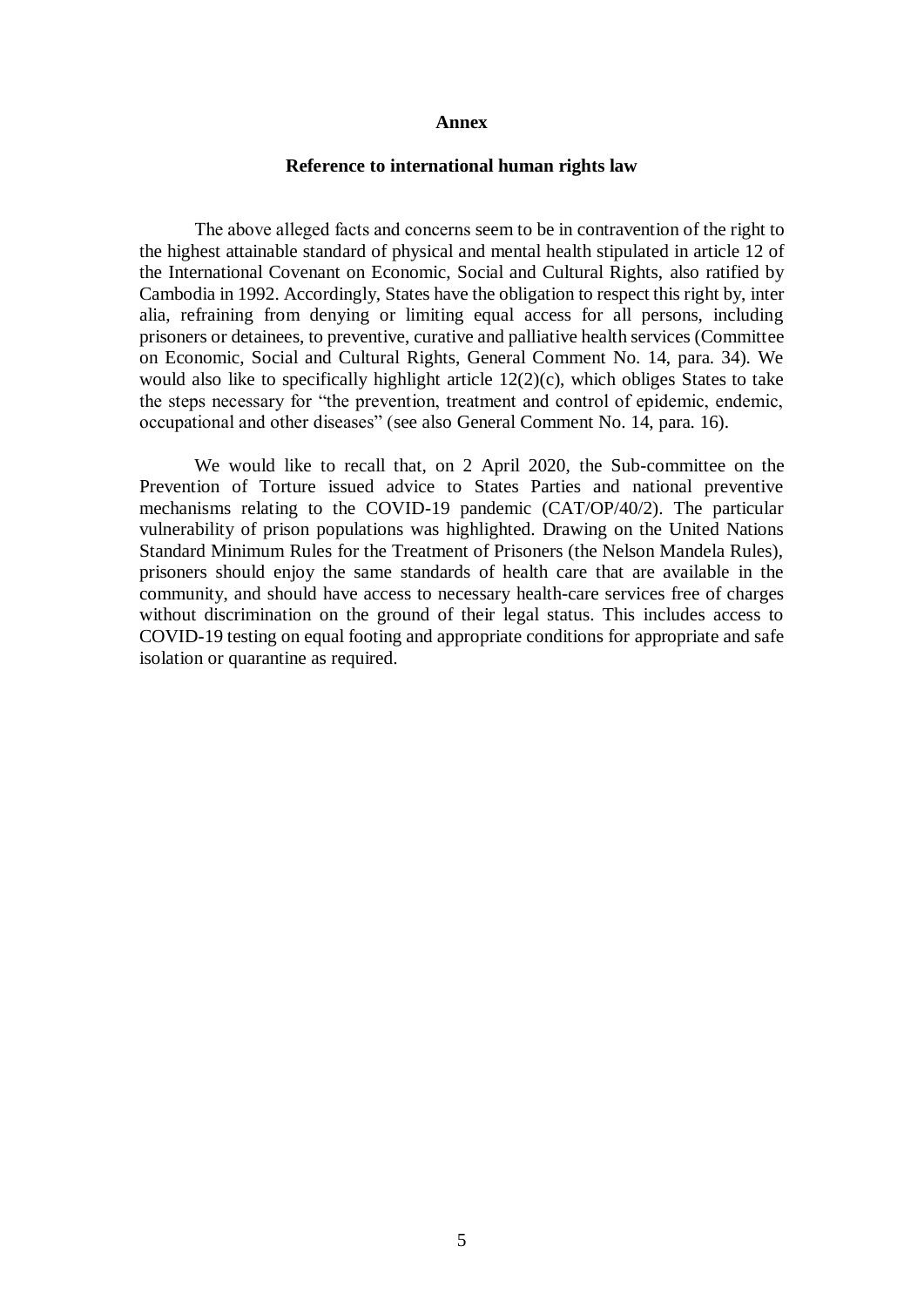## Annex

### Reference to international human rights law

The above alleged facts and concerns seem to be in contravention of the right to the highest attainable standard of physical and mental health stipulated in article 12 of the International Covenant on Economic, Social and Cultural Rights, also ratified by Cambodia in 1992. Accordingly, States have the obligation to respect this right by, inter alia, refraining from denying or limiting equal access for all persons, including prisoners or detainees, to preventive, curative and palliative health services (Committee on Economic, Social and Cultural Rights, General Comment No. 14, para. 34). We would also like to specifically highlight article 12(2)(c), which obliges States to take the steps necessary for "the prevention, treatment and control of epidemic, endemic, occupational and other diseases" (see also General Comment No. 14, para. 16).

We would like to recall that, on 2 April 2020, the Sub-committee on the Prevention of Torture issued advice to States Parties and national preventive mechanisms relating to the COVID-19 pandemic (CAT/OP/40/2). The particular vulnerability of prison populations was highlighted. Drawing on the United Nations Standard Minimum Rules for the Treatment of Prisoners (the Nelson Mandela Rules), prisoners should enjoy the same standards of health care that are available in the community, and should have access to necessary health-care services free of charges without discrimination on the ground of their legal status. This includes access to COVID-19 testing on equal footing and appropriate conditions for appropriate and safe isolation or quarantine as required.